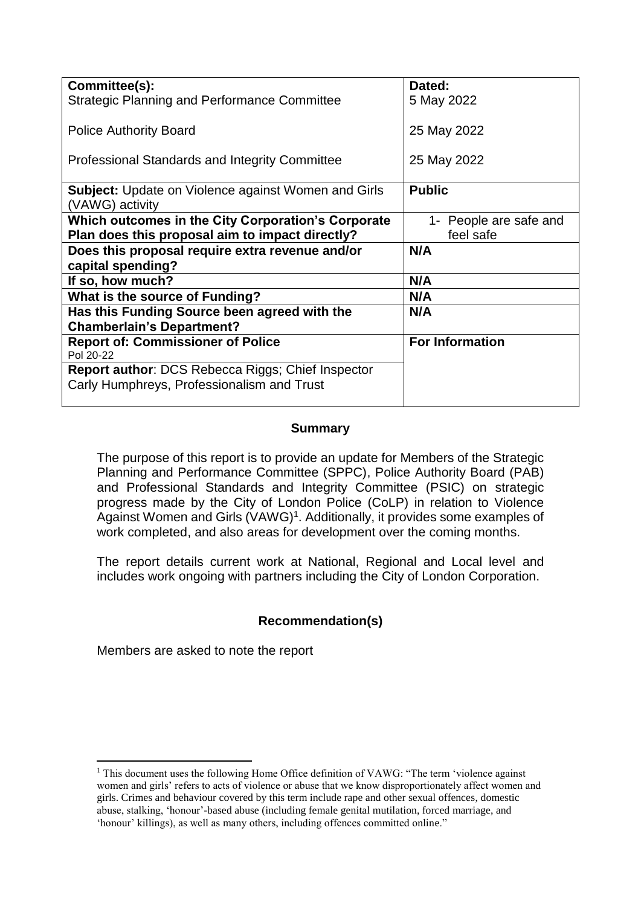| Committee(s): | Dated: |
| --- | --- |
| Strategic Planning and Performance Committee | 5 May 2022 |
| Police Authority Board | 25 May 2022 |
| Professional Standards and Integrity Committee | 25 May 2022 |
| **Subject:** Update on Violence against Women and Girls (VAWG) activity | **Public** |
| **Which outcomes in the City Corporation's Corporate Plan does this proposal aim to impact directly?** | 1- People are safe and feel safe |
| **Does this proposal require extra revenue and/or capital spending?** | **N/A** |
| **If so, how much?** | **N/A** |
| **What is the source of Funding?** | **N/A** |
| **Has this Funding Source been agreed with the Chamberlain's Department?** | **N/A** |
| **Report of: Commissioner of Police**<br>Pol 20-22 | **For Information** |
| **Report author**: DCS Rebecca Riggs; Chief Inspector Carly Humphreys, Professionalism and Trust | |

## Summary

The purpose of this report is to provide an update for Members of the Strategic Planning and Performance Committee (SPPC), Police Authority Board (PAB) and Professional Standards and Integrity Committee (PSIC) on strategic progress made by the City of London Police (CoLP) in relation to Violence Against Women and Girls (VAWG)[1]. Additionally, it provides some examples of work completed, and also areas for development over the coming months.

The report details current work at National, Regional and Local level and includes work ongoing with partners including the City of London Corporation.

## Recommendation(s)

Members are asked to note the report

---

[1] This document uses the following Home Office definition of VAWG: "The term 'violence against women and girls' refers to acts of violence or abuse that we know disproportionately affect women and girls. Crimes and behaviour covered by this term include rape and other sexual offences, domestic abuse, stalking, 'honour'-based abuse (including female genital mutilation, forced marriage, and 'honour' killings), as well as many others, including offences committed online."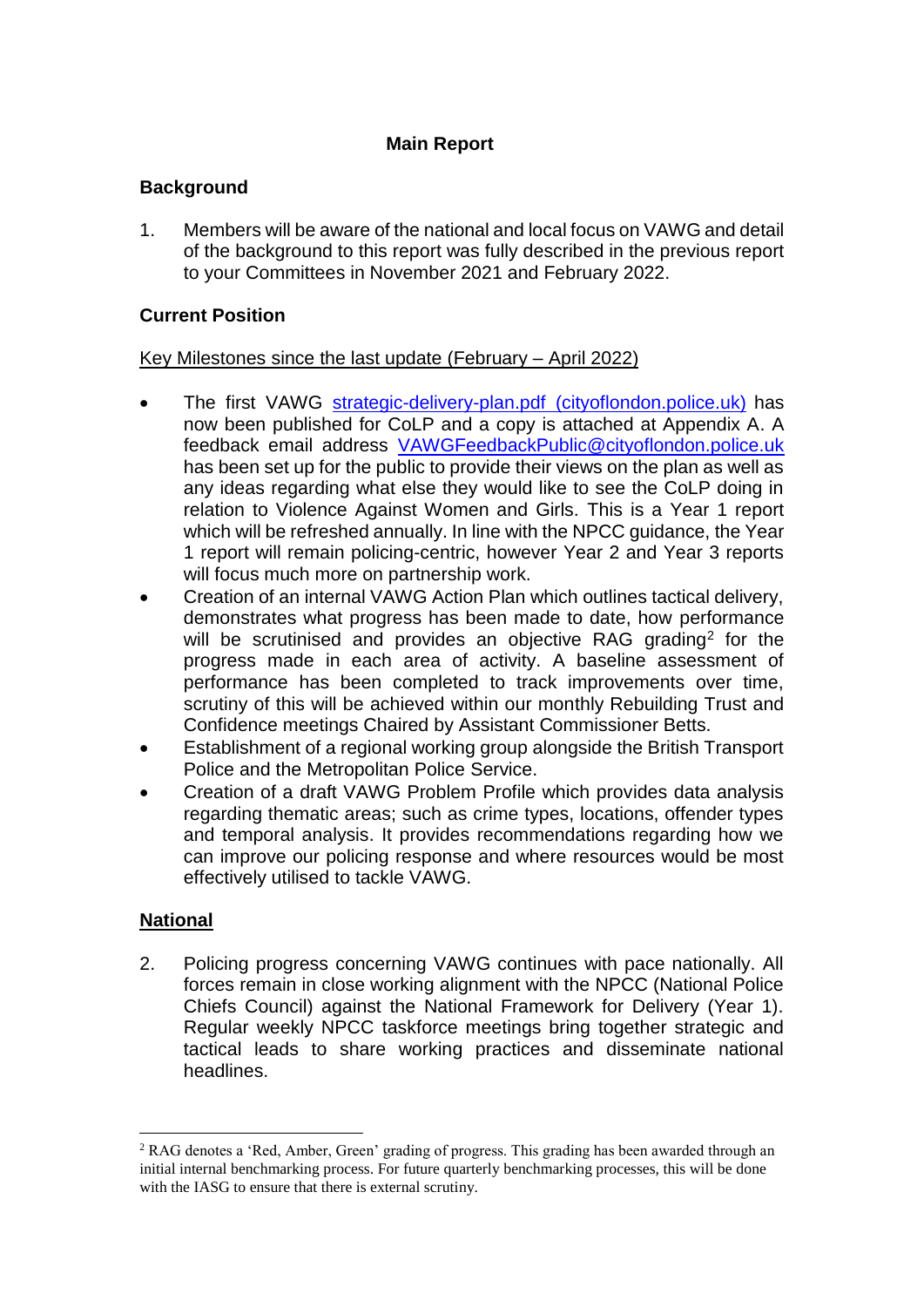## Main Report

### Background

1. Members will be aware of the national and local focus on VAWG and detail of the background to this report was fully described in the previous report to your Committees in November 2021 and February 2022.

### Current Position

Key Milestones since the last update (February – April 2022)

- The first VAWG [strategic-delivery-plan.pdf (cityoflondon.police.uk)](strategic-delivery-plan.pdf) has now been published for CoLP and a copy is attached at Appendix A. A feedback email address VAWGFeedbackPublic@cityoflondon.police.uk has been set up for the public to provide their views on the plan as well as any ideas regarding what else they would like to see the CoLP doing in relation to Violence Against Women and Girls. This is a Year 1 report which will be refreshed annually. In line with the NPCC guidance, the Year 1 report will remain policing-centric, however Year 2 and Year 3 reports will focus much more on partnership work.
- Creation of an internal VAWG Action Plan which outlines tactical delivery, demonstrates what progress has been made to date, how performance will be scrutinised and provides an objective RAG grading[2] for the progress made in each area of activity. A baseline assessment of performance has been completed to track improvements over time, scrutiny of this will be achieved within our monthly Rebuilding Trust and Confidence meetings Chaired by Assistant Commissioner Betts.
- Establishment of a regional working group alongside the British Transport Police and the Metropolitan Police Service.
- Creation of a draft VAWG Problem Profile which provides data analysis regarding thematic areas; such as crime types, locations, offender types and temporal analysis. It provides recommendations regarding how we can improve our policing response and where resources would be most effectively utilised to tackle VAWG.

### National

2. Policing progress concerning VAWG continues with pace nationally. All forces remain in close working alignment with the NPCC (National Police Chiefs Council) against the National Framework for Delivery (Year 1). Regular weekly NPCC taskforce meetings bring together strategic and tactical leads to share working practices and disseminate national headlines.

---

[2] RAG denotes a 'Red, Amber, Green' grading of progress. This grading has been awarded through an initial internal benchmarking process. For future quarterly benchmarking processes, this will be done with the IASG to ensure that there is external scrutiny.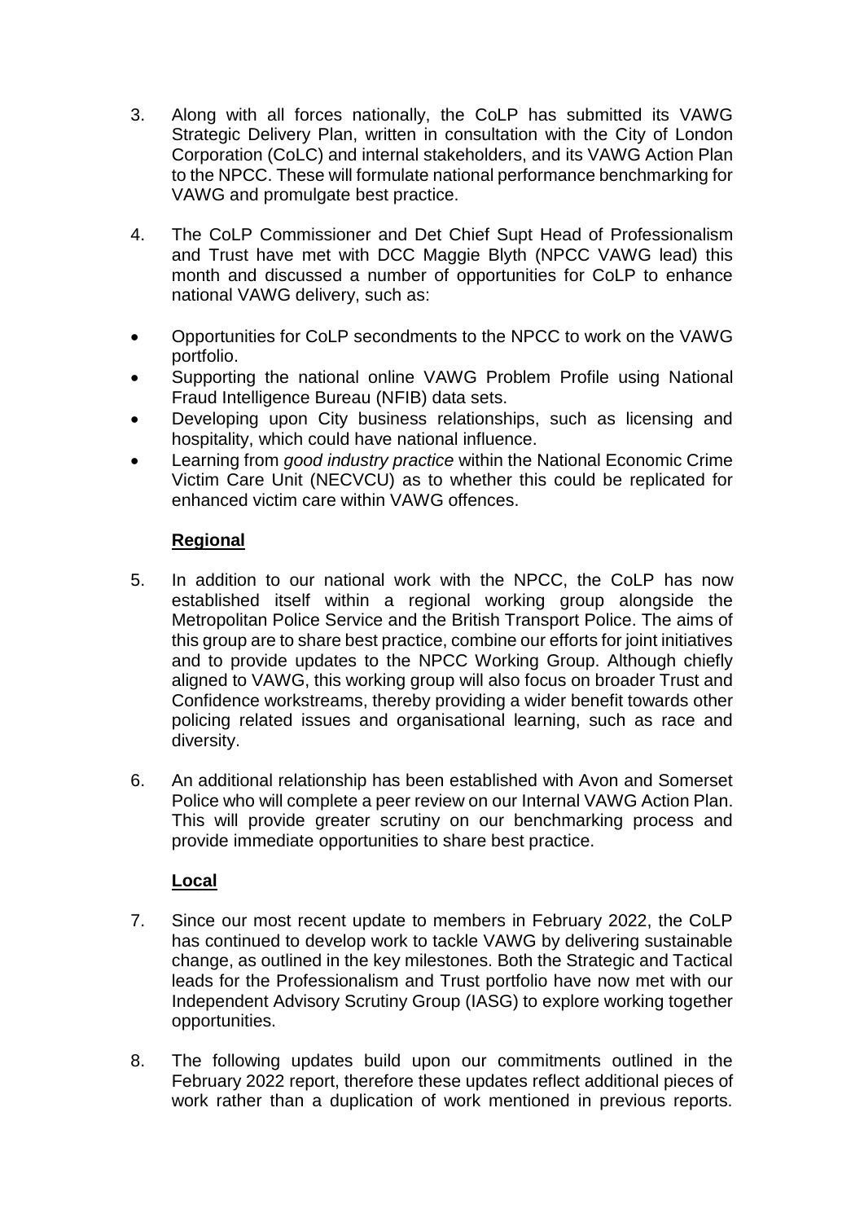3. Along with all forces nationally, the CoLP has submitted its VAWG Strategic Delivery Plan, written in consultation with the City of London Corporation (CoLC) and internal stakeholders, and its VAWG Action Plan to the NPCC. These will formulate national performance benchmarking for VAWG and promulgate best practice.

4. The CoLP Commissioner and Det Chief Supt Head of Professionalism and Trust have met with DCC Maggie Blyth (NPCC VAWG lead) this month and discussed a number of opportunities for CoLP to enhance national VAWG delivery, such as:

- Opportunities for CoLP secondments to the NPCC to work on the VAWG portfolio.
- Supporting the national online VAWG Problem Profile using National Fraud Intelligence Bureau (NFIB) data sets.
- Developing upon City business relationships, such as licensing and hospitality, which could have national influence.
- Learning from *good industry practice* within the National Economic Crime Victim Care Unit (NECVCU) as to whether this could be replicated for enhanced victim care within VAWG offences.

**Regional**

5. In addition to our national work with the NPCC, the CoLP has now established itself within a regional working group alongside the Metropolitan Police Service and the British Transport Police. The aims of this group are to share best practice, combine our efforts for joint initiatives and to provide updates to the NPCC Working Group. Although chiefly aligned to VAWG, this working group will also focus on broader Trust and Confidence workstreams, thereby providing a wider benefit towards other policing related issues and organisational learning, such as race and diversity.

6. An additional relationship has been established with Avon and Somerset Police who will complete a peer review on our Internal VAWG Action Plan. This will provide greater scrutiny on our benchmarking process and provide immediate opportunities to share best practice.

**Local**

7. Since our most recent update to members in February 2022, the CoLP has continued to develop work to tackle VAWG by delivering sustainable change, as outlined in the key milestones. Both the Strategic and Tactical leads for the Professionalism and Trust portfolio have now met with our Independent Advisory Scrutiny Group (IASG) to explore working together opportunities.

8. The following updates build upon our commitments outlined in the February 2022 report, therefore these updates reflect additional pieces of work rather than a duplication of work mentioned in previous reports.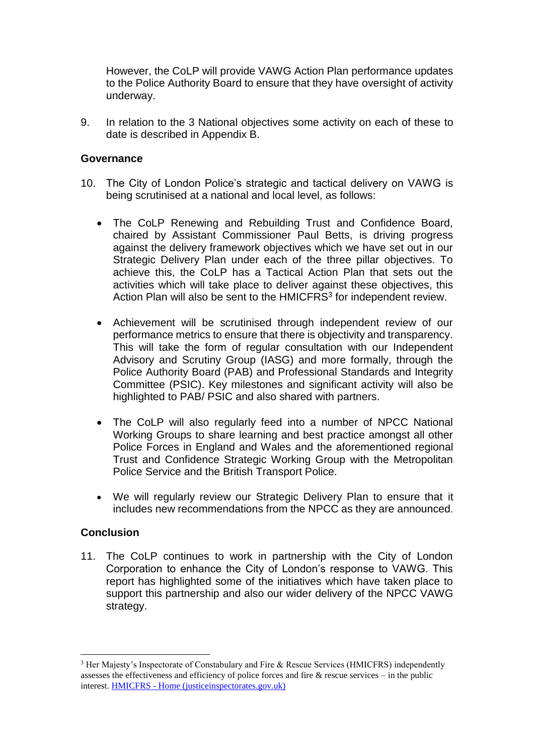However, the CoLP will provide VAWG Action Plan performance updates to the Police Authority Board to ensure that they have oversight of activity underway.

9. In relation to the 3 National objectives some activity on each of these to date is described in Appendix B.

**Governance**

10. The City of London Police's strategic and tactical delivery on VAWG is being scrutinised at a national and local level, as follows:

    - The CoLP Renewing and Rebuilding Trust and Confidence Board, chaired by Assistant Commissioner Paul Betts, is driving progress against the delivery framework objectives which we have set out in our Strategic Delivery Plan under each of the three pillar objectives. To achieve this, the CoLP has a Tactical Action Plan that sets out the activities which will take place to deliver against these objectives, this Action Plan will also be sent to the HMICFRS[3] for independent review.

    - Achievement will be scrutinised through independent review of our performance metrics to ensure that there is objectivity and transparency. This will take the form of regular consultation with our Independent Advisory and Scrutiny Group (IASG) and more formally, through the Police Authority Board (PAB) and Professional Standards and Integrity Committee (PSIC). Key milestones and significant activity will also be highlighted to PAB/ PSIC and also shared with partners.

    - The CoLP will also regularly feed into a number of NPCC National Working Groups to share learning and best practice amongst all other Police Forces in England and Wales and the aforementioned regional Trust and Confidence Strategic Working Group with the Metropolitan Police Service and the British Transport Police.

    - We will regularly review our Strategic Delivery Plan to ensure that it includes new recommendations from the NPCC as they are announced.

**Conclusion**

11. The CoLP continues to work in partnership with the City of London Corporation to enhance the City of London's response to VAWG. This report has highlighted some of the initiatives which have taken place to support this partnership and also our wider delivery of the NPCC VAWG strategy.

---

[3] Her Majesty's Inspectorate of Constabulary and Fire & Rescue Services (HMICFRS) independently assesses the effectiveness and efficiency of police forces and fire & rescue services – in the public interest. HMICFRS - Home (justiceinspectorates.gov.uk)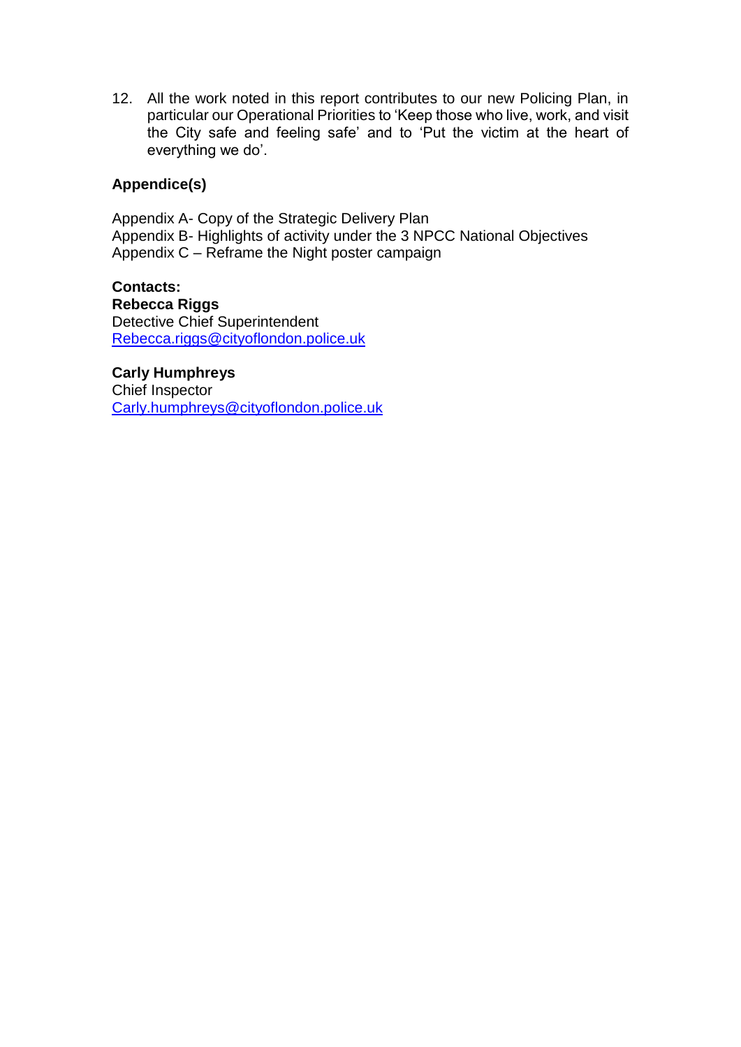12. All the work noted in this report contributes to our new Policing Plan, in particular our Operational Priorities to 'Keep those who live, work, and visit the City safe and feeling safe' and to 'Put the victim at the heart of everything we do'.

**Appendice(s)**

Appendix A- Copy of the Strategic Delivery Plan
Appendix B- Highlights of activity under the 3 NPCC National Objectives
Appendix C – Reframe the Night poster campaign

**Contacts:**
**Rebecca Riggs**
Detective Chief Superintendent
Rebecca.riggs@cityoflondon.police.uk

**Carly Humphreys**
Chief Inspector
Carly.humphreys@cityoflondon.police.uk